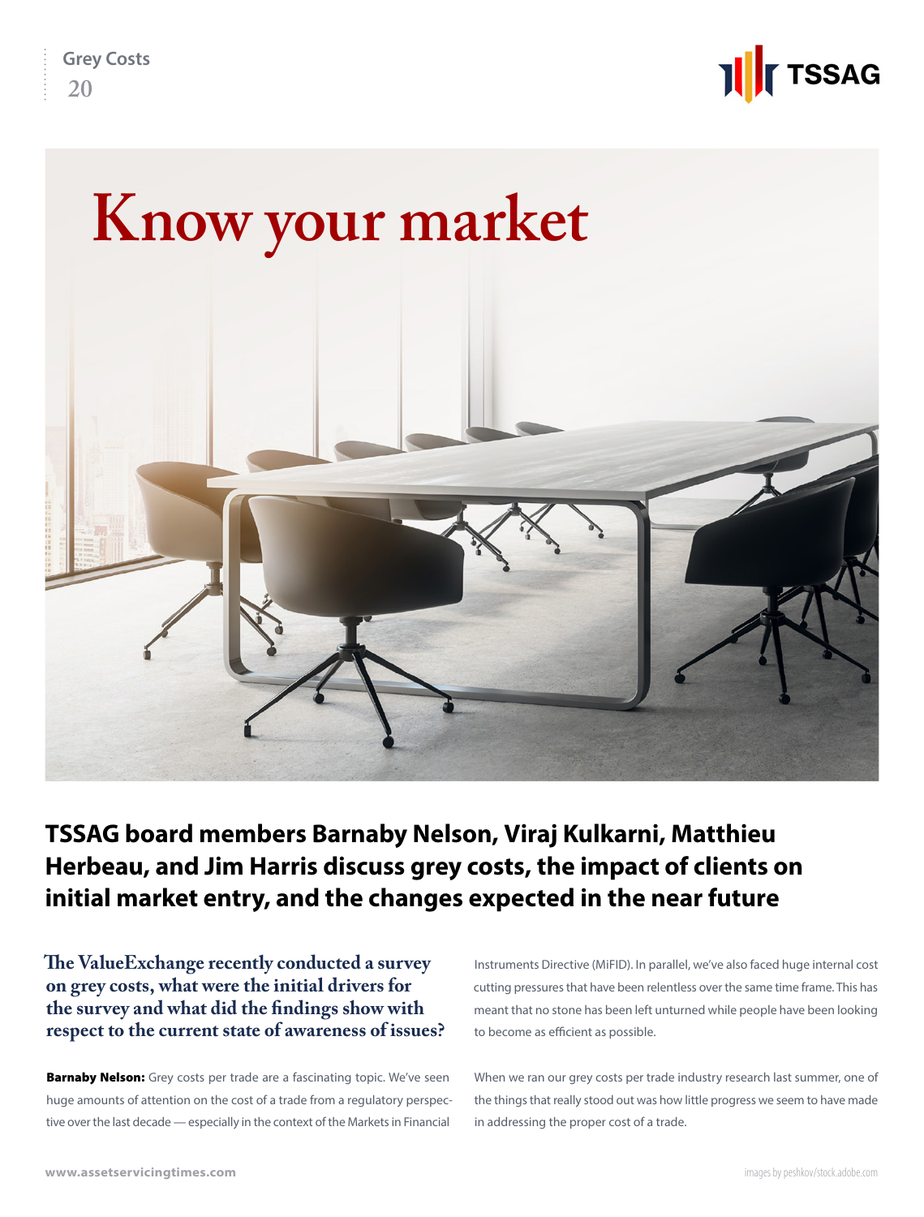# Know your market

**TSSAG board members Barnaby Nelson, Viraj Kulkarni, Matthieu Herbeau, and Jim Harris discuss grey costs, the impact of clients on initial market entry, and the changes expected in the near future**

**The ValueExchange recently conducted a survey on grey costs, what were the initial drivers for the survey and what did the findings show with respect to the current state of awareness of issues?**

**Barnaby Nelson:** Grey costs per trade are a fascinating topic. We've seen huge amounts of attention on the cost of a trade from a regulatory perspective over the last decade — especially in the context of the Markets in Financial Instruments Directive (MiFID). In parallel, we've also faced huge internal cost cutting pressures that have been relentless over the same time frame. This has meant that no stone has been left unturned while people have been looking to become as efficient as possible.

When we ran our grey costs per trade industry research last summer, one of the things that really stood out was how little progress we seem to have made in addressing the proper cost of a trade.

images by peshkov/stock.adobe.com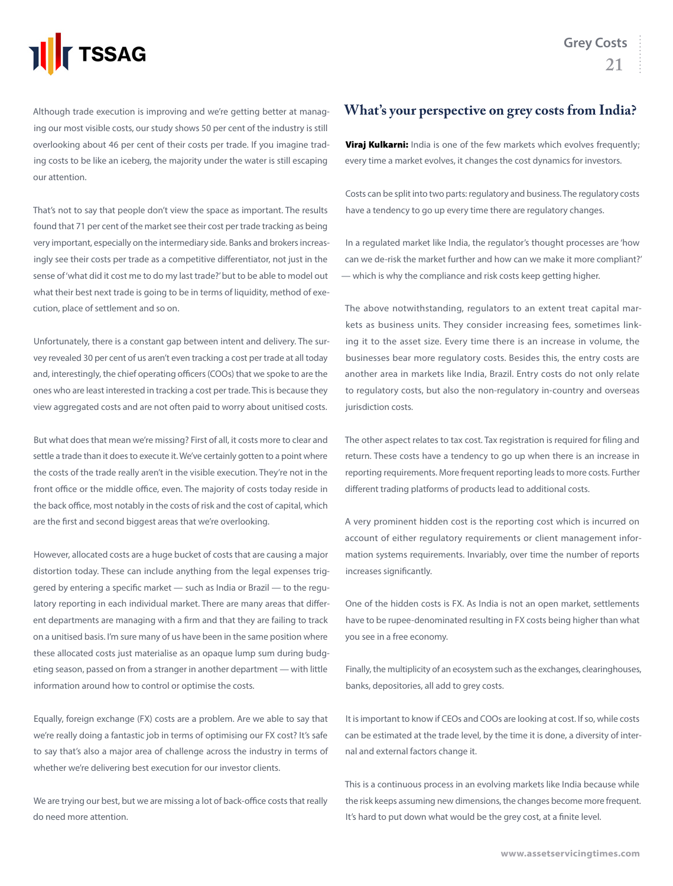Although trade execution is improving and we're getting better at managing our most visible costs, our study shows 50 per cent of the industry is still overlooking about 46 per cent of their costs per trade. If you imagine trading costs to be like an iceberg, the majority under the water is still escaping our attention.

That's not to say that people don't view the space as important. The results found that 71 per cent of the market see their cost per trade tracking as being very important, especially on the intermediary side. Banks and brokers increasingly see their costs per trade as a competitive differentiator, not just in the sense of 'what did it cost me to do my last trade?' but to be able to model out what their best next trade is going to be in terms of liquidity, method of execution, place of settlement and so on.

Unfortunately, there is a constant gap between intent and delivery. The survey revealed 30 per cent of us aren't even tracking a cost per trade at all today and, interestingly, the chief operating officers (COOs) that we spoke to are the ones who are least interested in tracking a cost per trade. This is because they view aggregated costs and are not often paid to worry about unitised costs.

But what does that mean we're missing? First of all, it costs more to clear and settle a trade than it does to execute it. We've certainly gotten to a point where the costs of the trade really aren't in the visible execution. They're not in the front office or the middle office, even. The majority of costs today reside in the back office, most notably in the costs of risk and the cost of capital, which are the first and second biggest areas that we're overlooking.

However, allocated costs are a huge bucket of costs that are causing a major distortion today. These can include anything from the legal expenses triggered by entering a specific market — such as India or Brazil — to the regulatory reporting in each individual market. There are many areas that different departments are managing with a firm and that they are failing to track on a unitised basis. I'm sure many of us have been in the same position where these allocated costs just materialise as an opaque lump sum during budgeting season, passed on from a stranger in another department — with little information around how to control or optimise the costs.

Equally, foreign exchange (FX) costs are a problem. Are we able to say that we're really doing a fantastic job in terms of optimising our FX cost? It's safe to say that's also a major area of challenge across the industry in terms of whether we're delivering best execution for our investor clients.

We are trying our best, but we are missing a lot of back-office costs that really do need more attention.

## What's your perspective on grey costs from India?

**Viraj Kulkarni:** India is one of the few markets which evolves frequently; every time a market evolves, it changes the cost dynamics for investors.

Costs can be split into two parts: regulatory and business. The regulatory costs have a tendency to go up every time there are regulatory changes.

In a regulated market like India, the regulator's thought processes are 'how can we de-risk the market further and how can we make it more compliant?' — which is why the compliance and risk costs keep getting higher.

The above notwithstanding, regulators to an extent treat capital markets as business units. They consider increasing fees, sometimes linking it to the asset size. Every time there is an increase in volume, the businesses bear more regulatory costs. Besides this, the entry costs are another area in markets like India, Brazil. Entry costs do not only relate to regulatory costs, but also the non-regulatory in-country and overseas jurisdiction costs.

The other aspect relates to tax cost. Tax registration is required for filing and return. These costs have a tendency to go up when there is an increase in reporting requirements. More frequent reporting leads to more costs. Further different trading platforms of products lead to additional costs.

A very prominent hidden cost is the reporting cost which is incurred on account of either regulatory requirements or client management information systems requirements. Invariably, over time the number of reports increases significantly.

One of the hidden costs is FX. As India is not an open market, settlements have to be rupee-denominated resulting in FX costs being higher than what you see in a free economy.

Finally, the multiplicity of an ecosystem such as the exchanges, clearinghouses, banks, depositories, all add to grey costs.

It is important to know if CEOs and COOs are looking at cost. If so, while costs can be estimated at the trade level, by the time it is done, a diversity of internal and external factors change it.

This is a continuous process in an evolving markets like India because while the risk keeps assuming new dimensions, the changes become more frequent. It's hard to put down what would be the grey cost, at a finite level.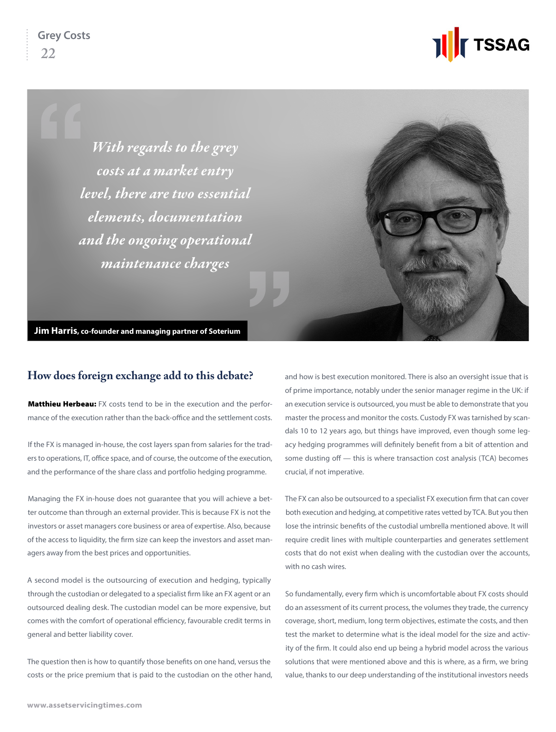> *With regards to the grey costs at a market entry level, there are two essential elements, documentation and the ongoing operational maintenance charges*

**Jim Harris,** co-founder and managing partner of Soterium

## How does foreign exchange add to this debate?

**Matthieu Herbeau:** FX costs tend to be in the execution and the performance of the execution rather than the back-office and the settlement costs.

If the FX is managed in-house, the cost layers span from salaries for the traders to operations, IT, office space, and of course, the outcome of the execution, and the performance of the share class and portfolio hedging programme.

Managing the FX in-house does not guarantee that you will achieve a better outcome than through an external provider. This is because FX is not the investors or asset managers core business or area of expertise. Also, because of the access to liquidity, the firm size can keep the investors and asset managers away from the best prices and opportunities.

A second model is the outsourcing of execution and hedging, typically through the custodian or delegated to a specialist firm like an FX agent or an outsourced dealing desk. The custodian model can be more expensive, but comes with the comfort of operational efficiency, favourable credit terms in general and better liability cover.

The question then is how to quantify those benefits on one hand, versus the costs or the price premium that is paid to the custodian on the other hand, and how is best execution monitored. There is also an oversight issue that is of prime importance, notably under the senior manager regime in the UK: if an execution service is outsourced, you must be able to demonstrate that you master the process and monitor the costs. Custody FX was tarnished by scandals 10 to 12 years ago, but things have improved, even though some legacy hedging programmes will definitely benefit from a bit of attention and some dusting off — this is where transaction cost analysis (TCA) becomes crucial, if not imperative.

The FX can also be outsourced to a specialist FX execution firm that can cover both execution and hedging, at competitive rates vetted by TCA. But you then lose the intrinsic benefits of the custodial umbrella mentioned above. It will require credit lines with multiple counterparties and generates settlement costs that do not exist when dealing with the custodian over the accounts, with no cash wires.

So fundamentally, every firm which is uncomfortable about FX costs should do an assessment of its current process, the volumes they trade, the currency coverage, short, medium, long term objectives, estimate the costs, and then test the market to determine what is the ideal model for the size and activity of the firm. It could also end up being a hybrid model across the various solutions that were mentioned above and this is where, as a firm, we bring value, thanks to our deep understanding of the institutional investors needs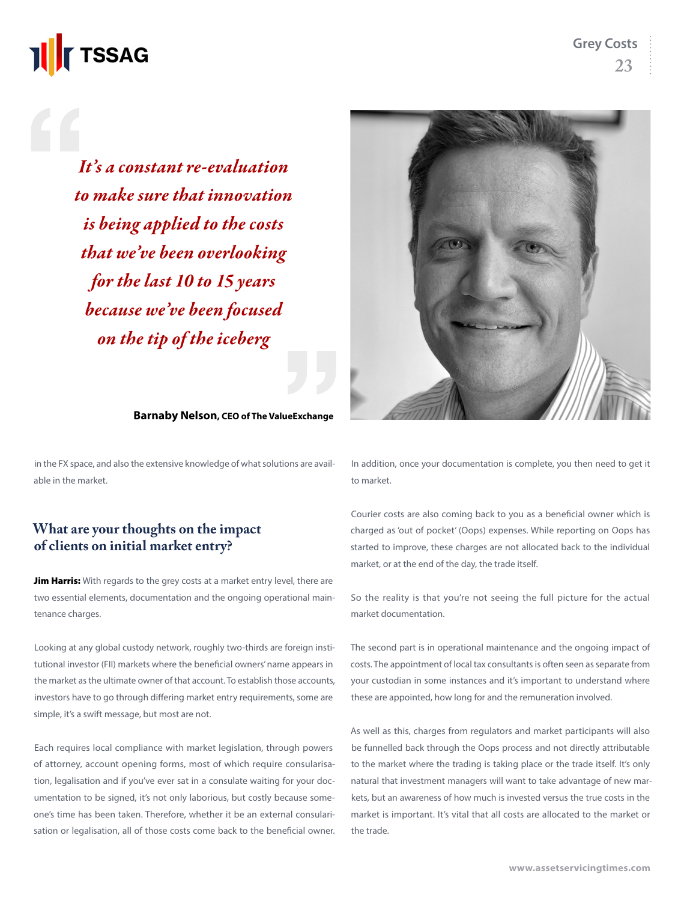> *It's a constant re-evaluation to make sure that innovation is being applied to the costs that we've been overlooking for the last 10 to 15 years because we've been focused on the tip of the iceberg*

**Barnaby Nelson, CEO of The ValueExchange**

in the FX space, and also the extensive knowledge of what solutions are available in the market.

## What are your thoughts on the impact of clients on initial market entry?

**Jim Harris:** With regards to the grey costs at a market entry level, there are two essential elements, documentation and the ongoing operational maintenance charges.

Looking at any global custody network, roughly two-thirds are foreign institutional investor (FII) markets where the beneficial owners' name appears in the market as the ultimate owner of that account. To establish those accounts, investors have to go through differing market entry requirements, some are simple, it's a swift message, but most are not.

Each requires local compliance with market legislation, through powers of attorney, account opening forms, most of which require consularisation, legalisation and if you've ever sat in a consulate waiting for your documentation to be signed, it's not only laborious, but costly because someone's time has been taken. Therefore, whether it be an external consularisation or legalisation, all of those costs come back to the beneficial owner.

In addition, once your documentation is complete, you then need to get it to market.

Courier costs are also coming back to you as a beneficial owner which is charged as 'out of pocket' (Oops) expenses. While reporting on Oops has started to improve, these charges are not allocated back to the individual market, or at the end of the day, the trade itself.

So the reality is that you're not seeing the full picture for the actual market documentation.

The second part is in operational maintenance and the ongoing impact of costs. The appointment of local tax consultants is often seen as separate from your custodian in some instances and it's important to understand where these are appointed, how long for and the remuneration involved.

As well as this, charges from regulators and market participants will also be funnelled back through the Oops process and not directly attributable to the market where the trading is taking place or the trade itself. It's only natural that investment managers will want to take advantage of new markets, but an awareness of how much is invested versus the true costs in the market is important. It's vital that all costs are allocated to the market or the trade.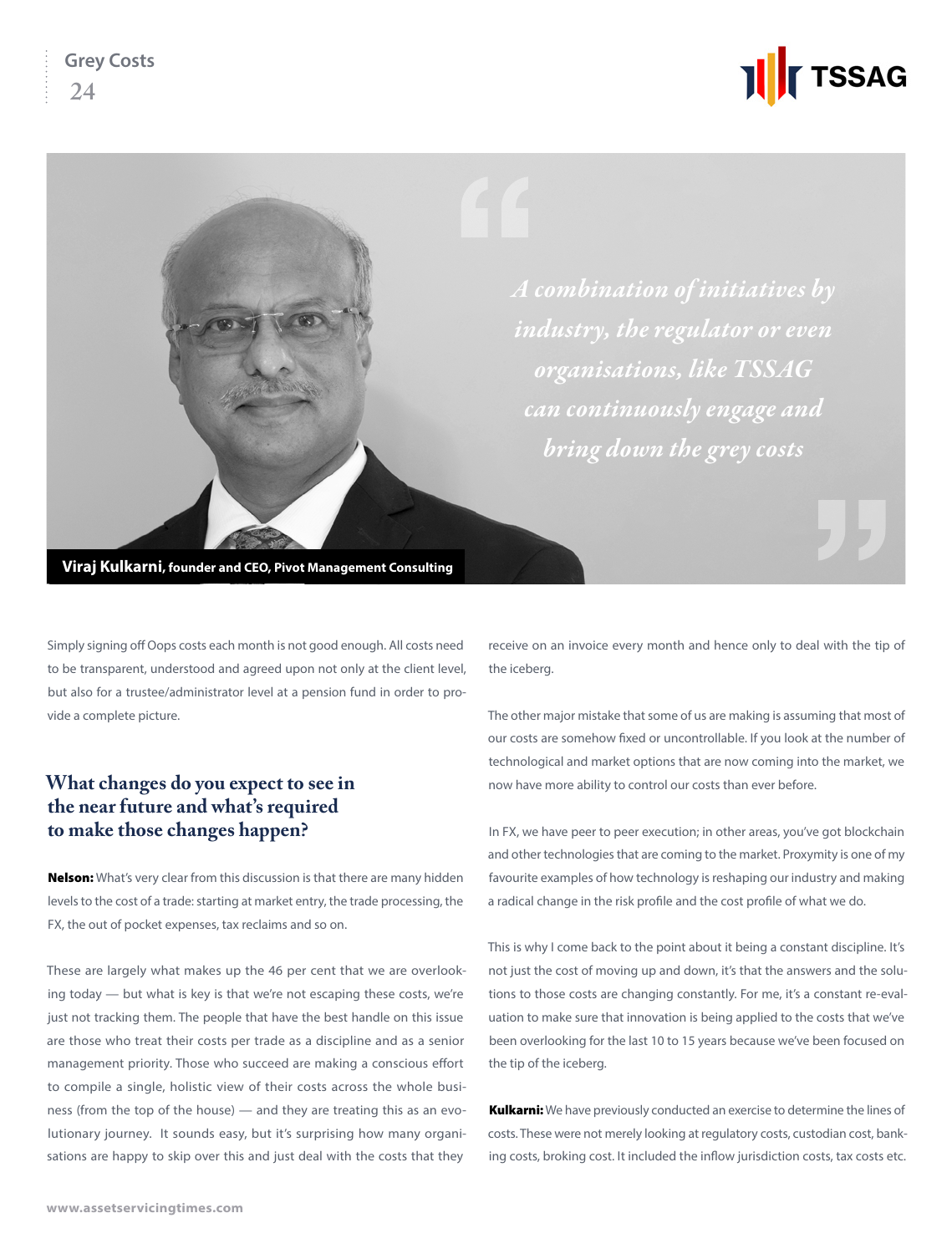> *A combination of initiatives by industry, the regulator or even organisations, like TSSAG can continuously engage and bring down the grey costs*

**Viraj Kulkarni, founder and CEO, Pivot Management Consulting**

Simply signing off Oops costs each month is not good enough. All costs need to be transparent, understood and agreed upon not only at the client level, but also for a trustee/administrator level at a pension fund in order to provide a complete picture.

## What changes do you expect to see in the near future and what's required to make those changes happen?

**Nelson:** What's very clear from this discussion is that there are many hidden levels to the cost of a trade: starting at market entry, the trade processing, the FX, the out of pocket expenses, tax reclaims and so on.

These are largely what makes up the 46 per cent that we are overlooking today — but what is key is that we're not escaping these costs, we're just not tracking them. The people that have the best handle on this issue are those who treat their costs per trade as a discipline and as a senior management priority. Those who succeed are making a conscious effort to compile a single, holistic view of their costs across the whole business (from the top of the house) — and they are treating this as an evolutionary journey. It sounds easy, but it's surprising how many organisations are happy to skip over this and just deal with the costs that they receive on an invoice every month and hence only to deal with the tip of the iceberg.

The other major mistake that some of us are making is assuming that most of our costs are somehow fixed or uncontrollable. If you look at the number of technological and market options that are now coming into the market, we now have more ability to control our costs than ever before.

In FX, we have peer to peer execution; in other areas, you've got blockchain and other technologies that are coming to the market. Proxymity is one of my favourite examples of how technology is reshaping our industry and making a radical change in the risk profile and the cost profile of what we do.

This is why I come back to the point about it being a constant discipline. It's not just the cost of moving up and down, it's that the answers and the solutions to those costs are changing constantly. For me, it's a constant re-evaluation to make sure that innovation is being applied to the costs that we've been overlooking for the last 10 to 15 years because we've been focused on the tip of the iceberg.

**Kulkarni:** We have previously conducted an exercise to determine the lines of costs. These were not merely looking at regulatory costs, custodian cost, banking costs, broking cost. It included the inflow jurisdiction costs, tax costs etc.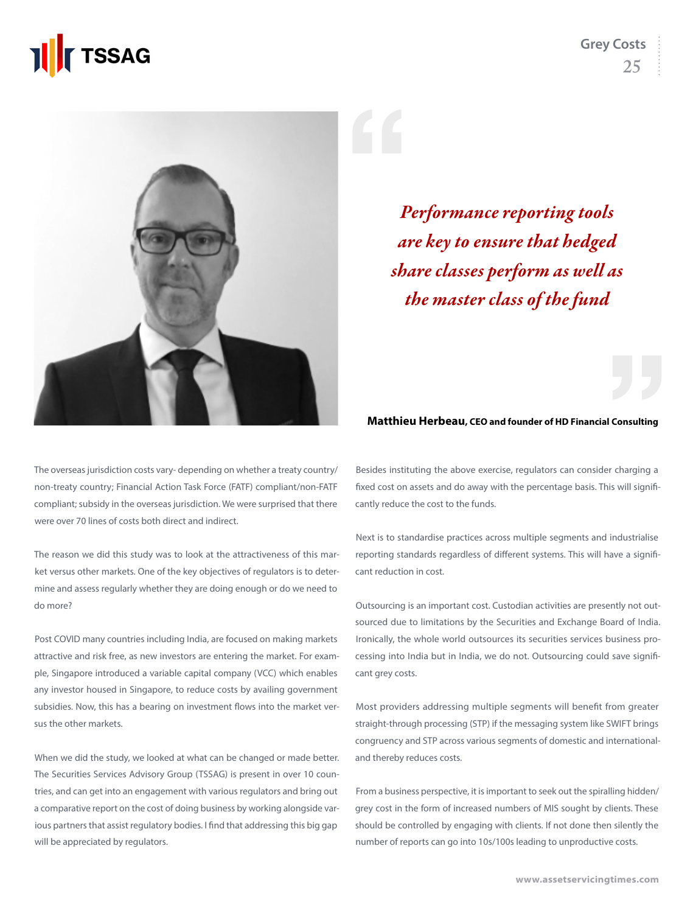> *Performance reporting tools are key to ensure that hedged share classes perform as well as the master class of the fund*

**Matthieu Herbeau, CEO and founder of HD Financial Consulting**

The overseas jurisdiction costs vary- depending on whether a treaty country/ non-treaty country; Financial Action Task Force (FATF) compliant/non-FATF compliant; subsidy in the overseas jurisdiction. We were surprised that there were over 70 lines of costs both direct and indirect.

The reason we did this study was to look at the attractiveness of this market versus other markets. One of the key objectives of regulators is to determine and assess regularly whether they are doing enough or do we need to do more?

Post COVID many countries including India, are focused on making markets attractive and risk free, as new investors are entering the market. For example, Singapore introduced a variable capital company (VCC) which enables any investor housed in Singapore, to reduce costs by availing government subsidies. Now, this has a bearing on investment flows into the market versus the other markets.

When we did the study, we looked at what can be changed or made better. The Securities Services Advisory Group (TSSAG) is present in over 10 countries, and can get into an engagement with various regulators and bring out a comparative report on the cost of doing business by working alongside various partners that assist regulatory bodies. I find that addressing this big gap will be appreciated by regulators.

Besides instituting the above exercise, regulators can consider charging a fixed cost on assets and do away with the percentage basis. This will significantly reduce the cost to the funds.

Next is to standardise practices across multiple segments and industrialise reporting standards regardless of different systems. This will have a significant reduction in cost.

Outsourcing is an important cost. Custodian activities are presently not outsourced due to limitations by the Securities and Exchange Board of India. Ironically, the whole world outsources its securities services business processing into India but in India, we do not. Outsourcing could save significant grey costs.

Most providers addressing multiple segments will benefit from greater straight-through processing (STP) if the messaging system like SWIFT brings congruency and STP across various segments of domestic and international- and thereby reduces costs.

From a business perspective, it is important to seek out the spiralling hidden/ grey cost in the form of increased numbers of MIS sought by clients. These should be controlled by engaging with clients. If not done then silently the number of reports can go into 10s/100s leading to unproductive costs.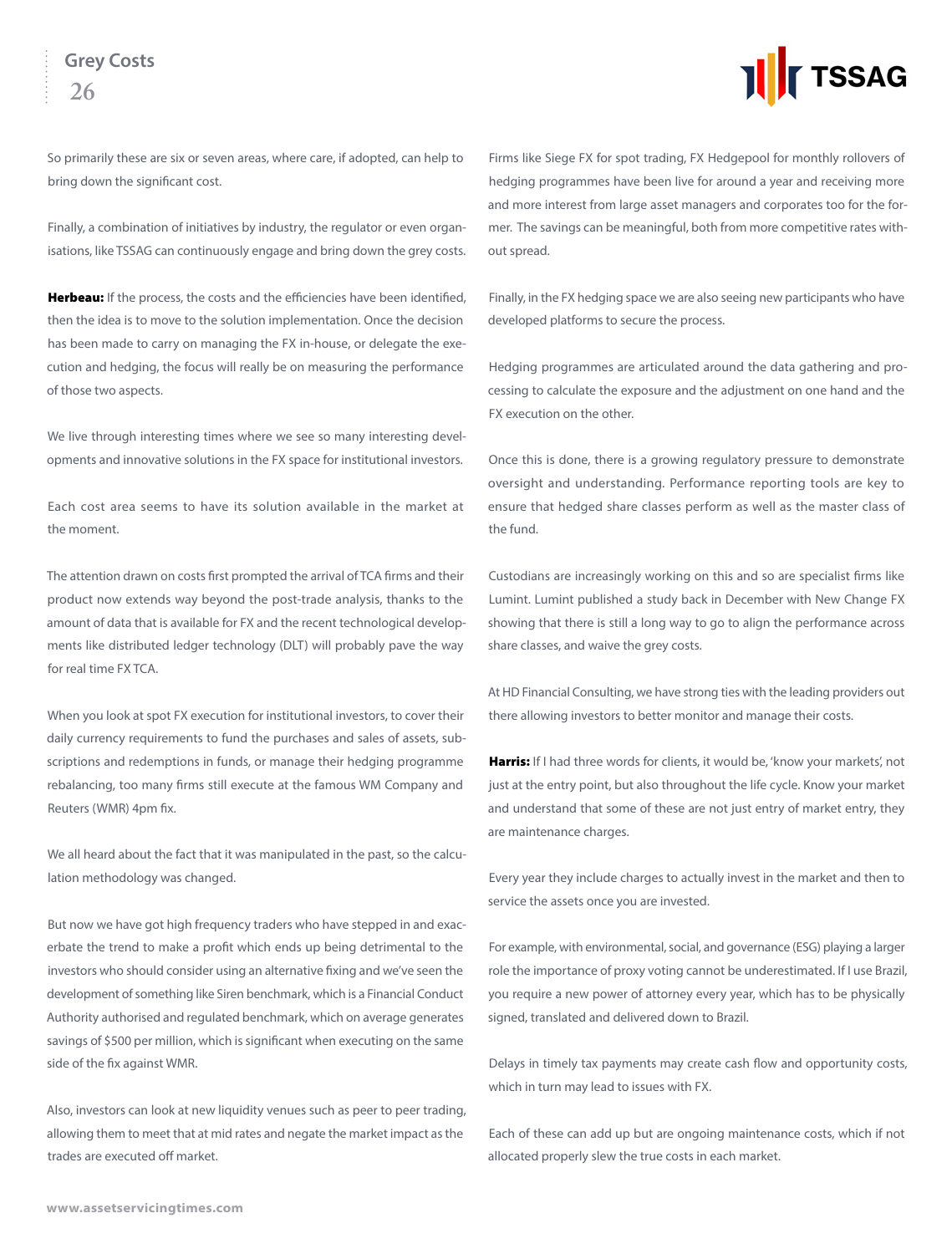So primarily these are six or seven areas, where care, if adopted, can help to bring down the significant cost.

Finally, a combination of initiatives by industry, the regulator or even organisations, like TSSAG can continuously engage and bring down the grey costs.

**Herbeau:** If the process, the costs and the efficiencies have been identified, then the idea is to move to the solution implementation. Once the decision has been made to carry on managing the FX in-house, or delegate the execution and hedging, the focus will really be on measuring the performance of those two aspects.

We live through interesting times where we see so many interesting developments and innovative solutions in the FX space for institutional investors.

Each cost area seems to have its solution available in the market at the moment.

The attention drawn on costs first prompted the arrival of TCA firms and their product now extends way beyond the post-trade analysis, thanks to the amount of data that is available for FX and the recent technological developments like distributed ledger technology (DLT) will probably pave the way for real time FX TCA.

When you look at spot FX execution for institutional investors, to cover their daily currency requirements to fund the purchases and sales of assets, subscriptions and redemptions in funds, or manage their hedging programme rebalancing, too many firms still execute at the famous WM Company and Reuters (WMR) 4pm fix.

We all heard about the fact that it was manipulated in the past, so the calculation methodology was changed.

But now we have got high frequency traders who have stepped in and exacerbate the trend to make a profit which ends up being detrimental to the investors who should consider using an alternative fixing and we've seen the development of something like Siren benchmark, which is a Financial Conduct Authority authorised and regulated benchmark, which on average generates savings of $500 per million, which is significant when executing on the same side of the fix against WMR.

Also, investors can look at new liquidity venues such as peer to peer trading, allowing them to meet that at mid rates and negate the market impact as the trades are executed off market.

Firms like Siege FX for spot trading, FX Hedgepool for monthly rollovers of hedging programmes have been live for around a year and receiving more and more interest from large asset managers and corporates too for the former. The savings can be meaningful, both from more competitive rates without spread.

Finally, in the FX hedging space we are also seeing new participants who have developed platforms to secure the process.

Hedging programmes are articulated around the data gathering and processing to calculate the exposure and the adjustment on one hand and the FX execution on the other.

Once this is done, there is a growing regulatory pressure to demonstrate oversight and understanding. Performance reporting tools are key to ensure that hedged share classes perform as well as the master class of the fund.

Custodians are increasingly working on this and so are specialist firms like Lumint. Lumint published a study back in December with New Change FX showing that there is still a long way to go to align the performance across share classes, and waive the grey costs.

At HD Financial Consulting, we have strong ties with the leading providers out there allowing investors to better monitor and manage their costs.

**Harris:** If I had three words for clients, it would be, 'know your markets', not just at the entry point, but also throughout the life cycle. Know your market and understand that some of these are not just entry of market entry, they are maintenance charges.

Every year they include charges to actually invest in the market and then to service the assets once you are invested.

For example, with environmental, social, and governance (ESG) playing a larger role the importance of proxy voting cannot be underestimated. If I use Brazil, you require a new power of attorney every year, which has to be physically signed, translated and delivered down to Brazil.

Delays in timely tax payments may create cash flow and opportunity costs, which in turn may lead to issues with FX.

Each of these can add up but are ongoing maintenance costs, which if not allocated properly slew the true costs in each market.